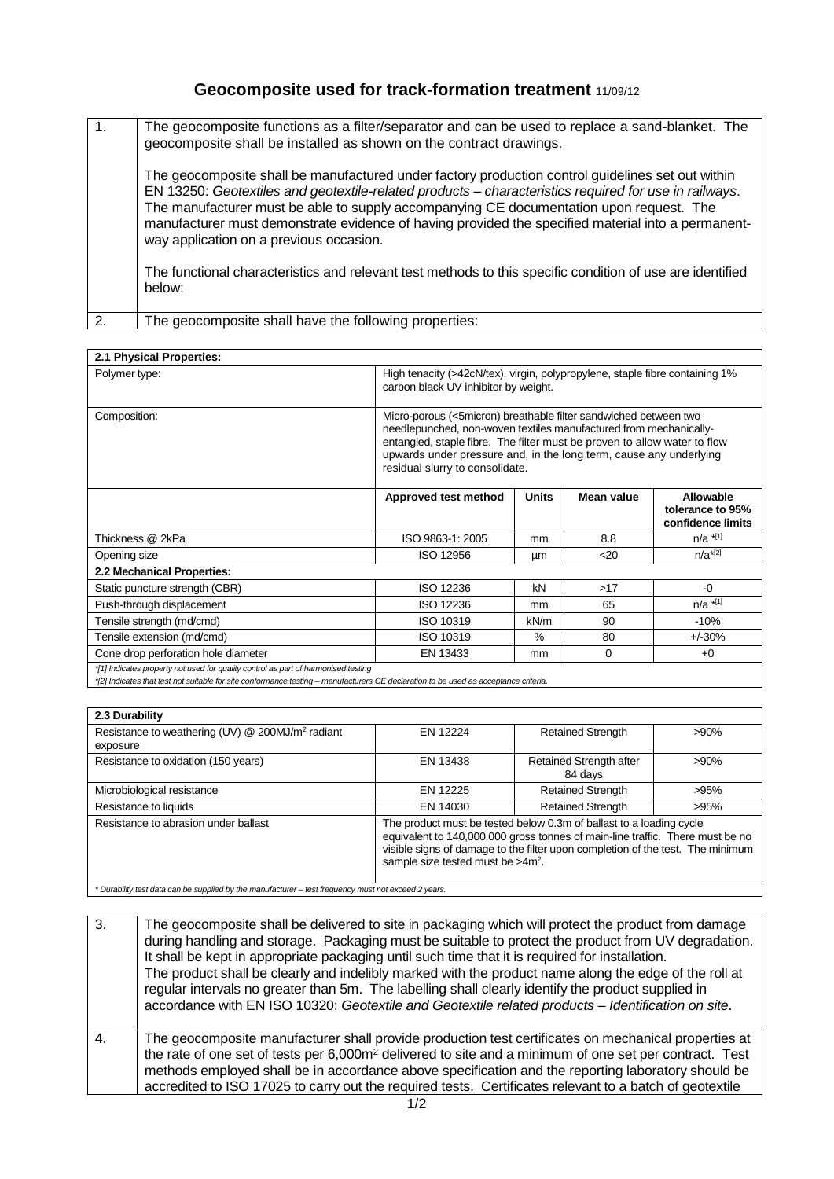# Geocomposite used for track-formation treatment 11/09/12

| | |
|---|---|
| 1. | The geocomposite functions as a filter/separator and can be used to replace a sand-blanket. The geocomposite shall be installed as shown on the contract drawings.<br><br>The geocomposite shall be manufactured under factory production control guidelines set out within EN 13250: *Geotextiles and geotextile-related products – characteristics required for use in railways*. The manufacturer must be able to supply accompanying CE documentation upon request. The manufacturer must demonstrate evidence of having provided the specified material into a permanent-way application on a previous occasion.<br><br>The functional characteristics and relevant test methods to this specific condition of use are identified below: |
| 2. | The geocomposite shall have the following properties: |

| **2.1 Physical Properties:** | | | | |
|---|---|---|---|---|
| Polymer type: | High tenacity (>42cN/tex), virgin, polypropylene, staple fibre containing 1% carbon black UV inhibitor by weight. | | | |
| Composition: | Micro-porous (<5micron) breathable filter sandwiched between two needlepunched, non-woven textiles manufactured from mechanically-entangled, staple fibre. The filter must be proven to allow water to flow upwards under pressure and, in the long term, cause any underlying residual slurry to consolidate. | | | |
| | **Approved test method** | **Units** | **Mean value** | **Allowable tolerance to 95% confidence limits** |
| Thickness @ 2kPa | ISO 9863-1: 2005 | mm | 8.8 | n/a *[1] |
| Opening size | ISO 12956 | μm | <20 | n/a*[2] |
| **2.2 Mechanical Properties:** | | | | |
| Static puncture strength (CBR) | ISO 12236 | kN | >17 | -0 |
| Push-through displacement | ISO 12236 | mm | 65 | n/a *[1] |
| Tensile strength (md/cmd) | ISO 10319 | kN/m | 90 | -10% |
| Tensile extension (md/cmd) | ISO 10319 | % | 80 | +/-30% |
| Cone drop perforation hole diameter | EN 13433 | mm | 0 | +0 |

*[1] Indicates property not used for quality control as part of harmonised testing*

*[2] Indicates that test not suitable for site conformance testing – manufacturers CE declaration to be used as acceptance criteria.*

| **2.3 Durability** | | | |
|---|---|---|---|
| Resistance to weathering (UV) @ 200MJ/m$^2$ radiant exposure | EN 12224 | Retained Strength | >90% |
| Resistance to oxidation (150 years) | EN 13438 | Retained Strength after 84 days | >90% |
| Microbiological resistance | EN 12225 | Retained Strength | >95% |
| Resistance to liquids | EN 14030 | Retained Strength | >95% |
| Resistance to abrasion under ballast | The product must be tested below 0.3m of ballast to a loading cycle equivalent to 140,000,000 gross tonnes of main-line traffic. There must be no visible signs of damage to the filter upon completion of the test. The minimum sample size tested must be >4m$^2$. | | |

*\* Durability test data can be supplied by the manufacturer – test frequency must not exceed 2 years.*

| | |
|---|---|
| 3. | The geocomposite shall be delivered to site in packaging which will protect the product from damage during handling and storage. Packaging must be suitable to protect the product from UV degradation. It shall be kept in appropriate packaging until such time that it is required for installation.<br>The product shall be clearly and indelibly marked with the product name along the edge of the roll at regular intervals no greater than 5m. The labelling shall clearly identify the product supplied in accordance with EN ISO 10320: *Geotextile and Geotextile related products – Identification on site*. |
| 4. | The geocomposite manufacturer shall provide production test certificates on mechanical properties at the rate of one set of tests per 6,000m$^2$ delivered to site and a minimum of one set per contract. Test methods employed shall be in accordance above specification and the reporting laboratory should be accredited to ISO 17025 to carry out the required tests. Certificates relevant to a batch of geotextile |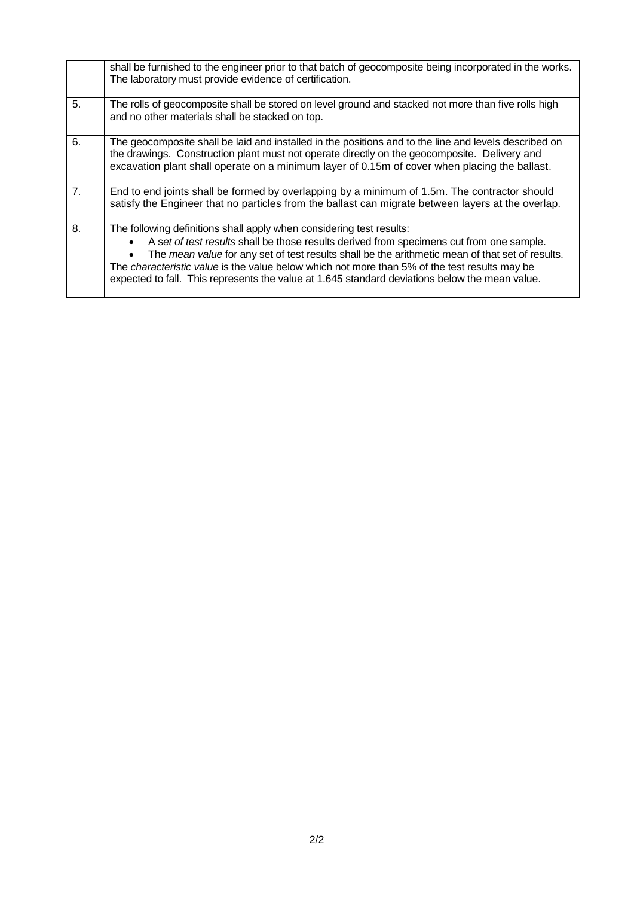| | |
|---|---|
| | shall be furnished to the engineer prior to that batch of geocomposite being incorporated in the works. The laboratory must provide evidence of certification. |
| 5. | The rolls of geocomposite shall be stored on level ground and stacked not more than five rolls high and no other materials shall be stacked on top. |
| 6. | The geocomposite shall be laid and installed in the positions and to the line and levels described on the drawings. Construction plant must not operate directly on the geocomposite. Delivery and excavation plant shall operate on a minimum layer of 0.15m of cover when placing the ballast. |
| 7. | End to end joints shall be formed by overlapping by a minimum of 1.5m. The contractor should satisfy the Engineer that no particles from the ballast can migrate between layers at the overlap. |
| 8. | The following definitions shall apply when considering test results:<br>• A s*et of test results* shall be those results derived from specimens cut from one sample.<br>• The *mean value* for any set of test results shall be the arithmetic mean of that set of results.<br>The *characteristic value* is the value below which not more than 5% of the test results may be expected to fall. This represents the value at 1.645 standard deviations below the mean value. |